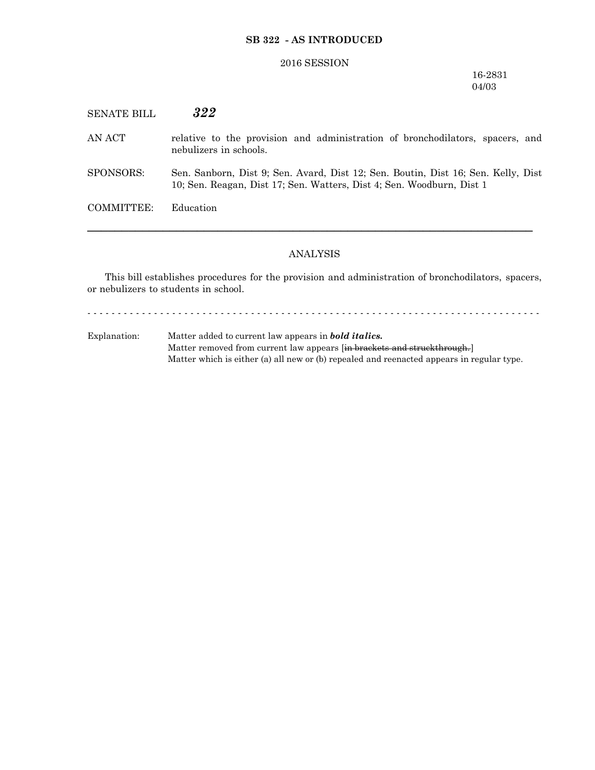**SB 322 - AS INTRODUCED**

2016 SESSION

16-2831
04/03

SENATE BILL ***322***

AN ACT relative to the provision and administration of bronchodilators, spacers, and nebulizers in schools.

SPONSORS: Sen. Sanborn, Dist 9; Sen. Avard, Dist 12; Sen. Boutin, Dist 16; Sen. Kelly, Dist 10; Sen. Reagan, Dist 17; Sen. Watters, Dist 4; Sen. Woodburn, Dist 1

COMMITTEE: Education

---

ANALYSIS

This bill establishes procedures for the provision and administration of bronchodilators, spacers, or nebulizers to students in school.

- - - - - - - - - - - - - - - - - - - - - - - - - - - - - - - - - - - - - - - - - - - - - - - - - - - - - - - - - - - - - - - - - - -

Explanation: Matter added to current law appears in ***bold italics.***
Matter removed from current law appears [~~in brackets and struckthrough.~~]
Matter which is either (a) all new or (b) repealed and reenacted appears in regular type.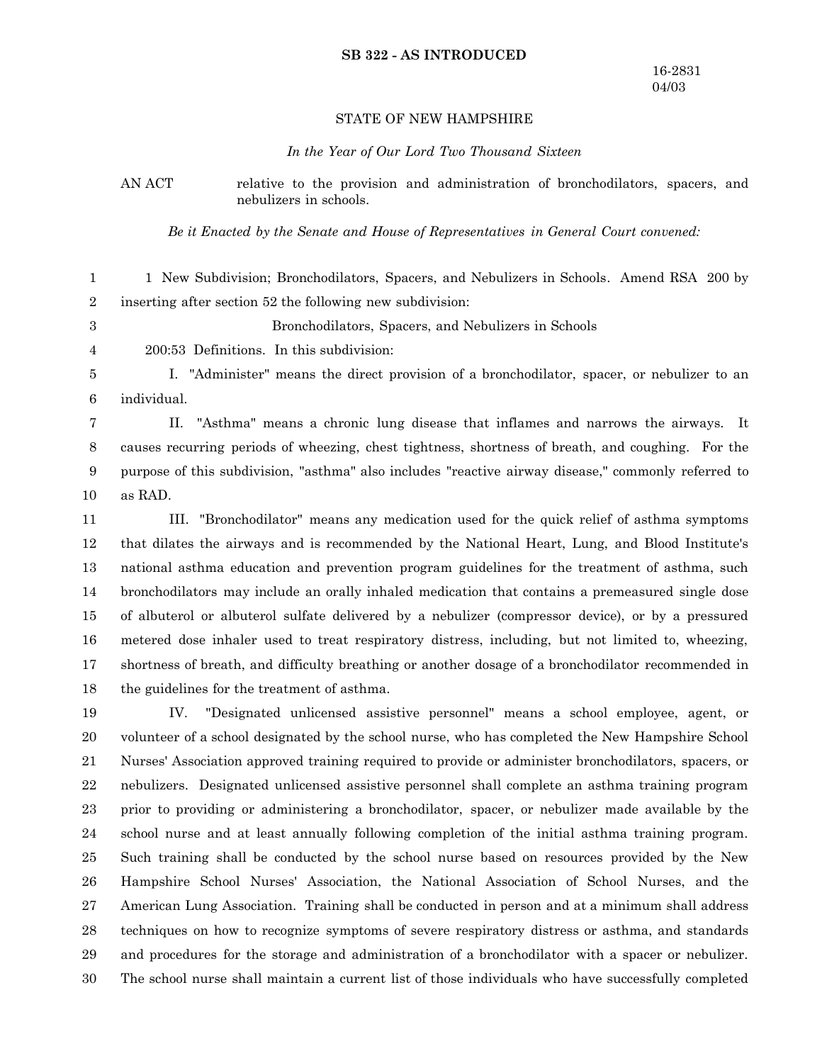**SB 322 - AS INTRODUCED**

16-2831
04/03

STATE OF NEW HAMPSHIRE

*In the Year of Our Lord Two Thousand Sixteen*

AN ACT relative to the provision and administration of bronchodilators, spacers, and nebulizers in schools.

*Be it Enacted by the Senate and House of Representatives in General Court convened:*

1 New Subdivision; Bronchodilators, Spacers, and Nebulizers in Schools. Amend RSA 200 by inserting after section 52 the following new subdivision:

Bronchodilators, Spacers, and Nebulizers in Schools

200:53 Definitions. In this subdivision:

I. "Administer" means the direct provision of a bronchodilator, spacer, or nebulizer to an individual.

II. "Asthma" means a chronic lung disease that inflames and narrows the airways. It causes recurring periods of wheezing, chest tightness, shortness of breath, and coughing. For the purpose of this subdivision, "asthma" also includes "reactive airway disease," commonly referred to as RAD.

III. "Bronchodilator" means any medication used for the quick relief of asthma symptoms that dilates the airways and is recommended by the National Heart, Lung, and Blood Institute's national asthma education and prevention program guidelines for the treatment of asthma, such bronchodilators may include an orally inhaled medication that contains a premeasured single dose of albuterol or albuterol sulfate delivered by a nebulizer (compressor device), or by a pressured metered dose inhaler used to treat respiratory distress, including, but not limited to, wheezing, shortness of breath, and difficulty breathing or another dosage of a bronchodilator recommended in the guidelines for the treatment of asthma.

IV. "Designated unlicensed assistive personnel" means a school employee, agent, or volunteer of a school designated by the school nurse, who has completed the New Hampshire School Nurses' Association approved training required to provide or administer bronchodilators, spacers, or nebulizers. Designated unlicensed assistive personnel shall complete an asthma training program prior to providing or administering a bronchodilator, spacer, or nebulizer made available by the school nurse and at least annually following completion of the initial asthma training program. Such training shall be conducted by the school nurse based on resources provided by the New Hampshire School Nurses' Association, the National Association of School Nurses, and the American Lung Association. Training shall be conducted in person and at a minimum shall address techniques on how to recognize symptoms of severe respiratory distress or asthma, and standards and procedures for the storage and administration of a bronchodilator with a spacer or nebulizer. The school nurse shall maintain a current list of those individuals who have successfully completed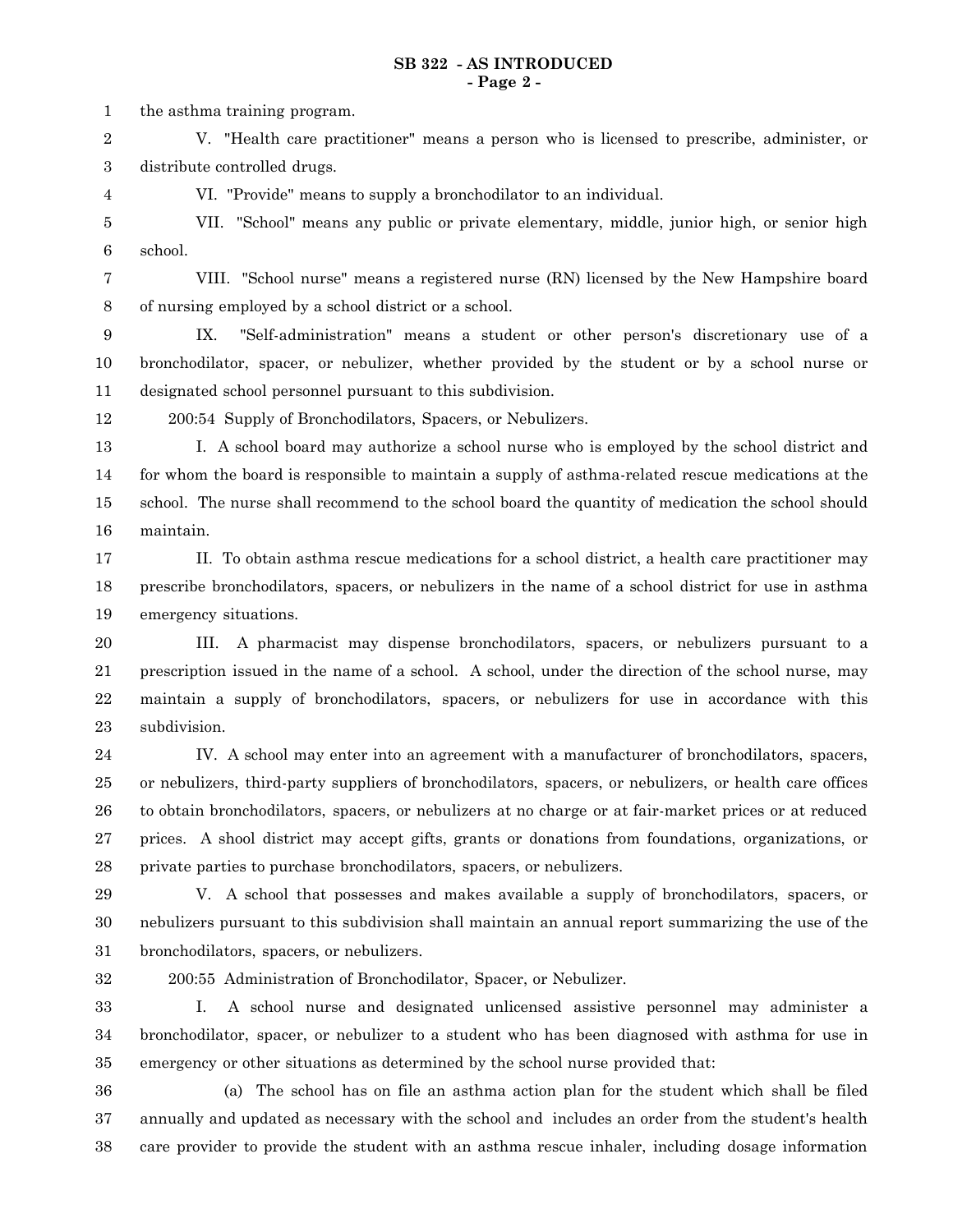the asthma training program.

V. "Health care practitioner" means a person who is licensed to prescribe, administer, or distribute controlled drugs.

VI. "Provide" means to supply a bronchodilator to an individual.

VII. "School" means any public or private elementary, middle, junior high, or senior high school.

VIII. "School nurse" means a registered nurse (RN) licensed by the New Hampshire board of nursing employed by a school district or a school.

IX. "Self-administration" means a student or other person's discretionary use of a bronchodilator, spacer, or nebulizer, whether provided by the student or by a school nurse or designated school personnel pursuant to this subdivision.

200:54 Supply of Bronchodilators, Spacers, or Nebulizers.

I. A school board may authorize a school nurse who is employed by the school district and for whom the board is responsible to maintain a supply of asthma-related rescue medications at the school. The nurse shall recommend to the school board the quantity of medication the school should maintain.

II. To obtain asthma rescue medications for a school district, a health care practitioner may prescribe bronchodilators, spacers, or nebulizers in the name of a school district for use in asthma emergency situations.

III. A pharmacist may dispense bronchodilators, spacers, or nebulizers pursuant to a prescription issued in the name of a school. A school, under the direction of the school nurse, may maintain a supply of bronchodilators, spacers, or nebulizers for use in accordance with this subdivision.

IV. A school may enter into an agreement with a manufacturer of bronchodilators, spacers, or nebulizers, third-party suppliers of bronchodilators, spacers, or nebulizers, or health care offices to obtain bronchodilators, spacers, or nebulizers at no charge or at fair-market prices or at reduced prices. A shool district may accept gifts, grants or donations from foundations, organizations, or private parties to purchase bronchodilators, spacers, or nebulizers.

V. A school that possesses and makes available a supply of bronchodilators, spacers, or nebulizers pursuant to this subdivision shall maintain an annual report summarizing the use of the bronchodilators, spacers, or nebulizers.

200:55 Administration of Bronchodilator, Spacer, or Nebulizer.

I. A school nurse and designated unlicensed assistive personnel may administer a bronchodilator, spacer, or nebulizer to a student who has been diagnosed with asthma for use in emergency or other situations as determined by the school nurse provided that:

(a) The school has on file an asthma action plan for the student which shall be filed annually and updated as necessary with the school and includes an order from the student's health care provider to provide the student with an asthma rescue inhaler, including dosage information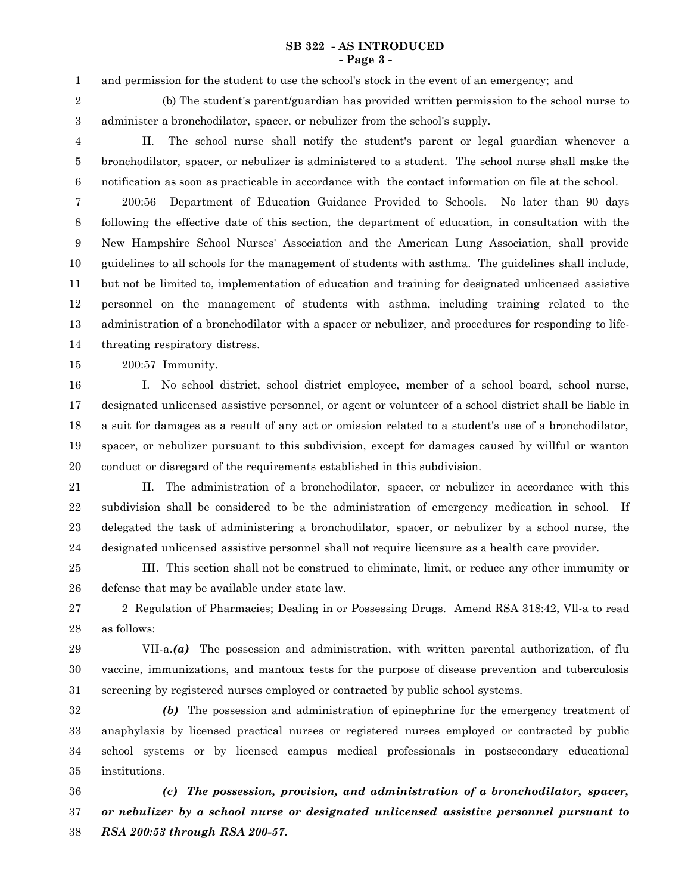and permission for the student to use the school's stock in the event of an emergency; and

(b) The student's parent/guardian has provided written permission to the school nurse to administer a bronchodilator, spacer, or nebulizer from the school's supply.

II. The school nurse shall notify the student's parent or legal guardian whenever a bronchodilator, spacer, or nebulizer is administered to a student. The school nurse shall make the notification as soon as practicable in accordance with the contact information on file at the school.

200:56 Department of Education Guidance Provided to Schools. No later than 90 days following the effective date of this section, the department of education, in consultation with the New Hampshire School Nurses' Association and the American Lung Association, shall provide guidelines to all schools for the management of students with asthma. The guidelines shall include, but not be limited to, implementation of education and training for designated unlicensed assistive personnel on the management of students with asthma, including training related to the administration of a bronchodilator with a spacer or nebulizer, and procedures for responding to life-threating respiratory distress.

200:57 Immunity.

I. No school district, school district employee, member of a school board, school nurse, designated unlicensed assistive personnel, or agent or volunteer of a school district shall be liable in a suit for damages as a result of any act or omission related to a student's use of a bronchodilator, spacer, or nebulizer pursuant to this subdivision, except for damages caused by willful or wanton conduct or disregard of the requirements established in this subdivision.

II. The administration of a bronchodilator, spacer, or nebulizer in accordance with this subdivision shall be considered to be the administration of emergency medication in school. If delegated the task of administering a bronchodilator, spacer, or nebulizer by a school nurse, the designated unlicensed assistive personnel shall not require licensure as a health care provider.

III. This section shall not be construed to eliminate, limit, or reduce any other immunity or defense that may be available under state law.

2 Regulation of Pharmacies; Dealing in or Possessing Drugs. Amend RSA 318:42, Vll-a to read as follows:

VII-a.***(a)*** The possession and administration, with written parental authorization, of flu vaccine, immunizations, and mantoux tests for the purpose of disease prevention and tuberculosis screening by registered nurses employed or contracted by public school systems.

***(b)*** The possession and administration of epinephrine for the emergency treatment of anaphylaxis by licensed practical nurses or registered nurses employed or contracted by public school systems or by licensed campus medical professionals in postsecondary educational institutions.

***(c) The possession, provision, and administration of a bronchodilator, spacer, or nebulizer by a school nurse or designated unlicensed assistive personnel pursuant to RSA 200:53 through RSA 200-57.***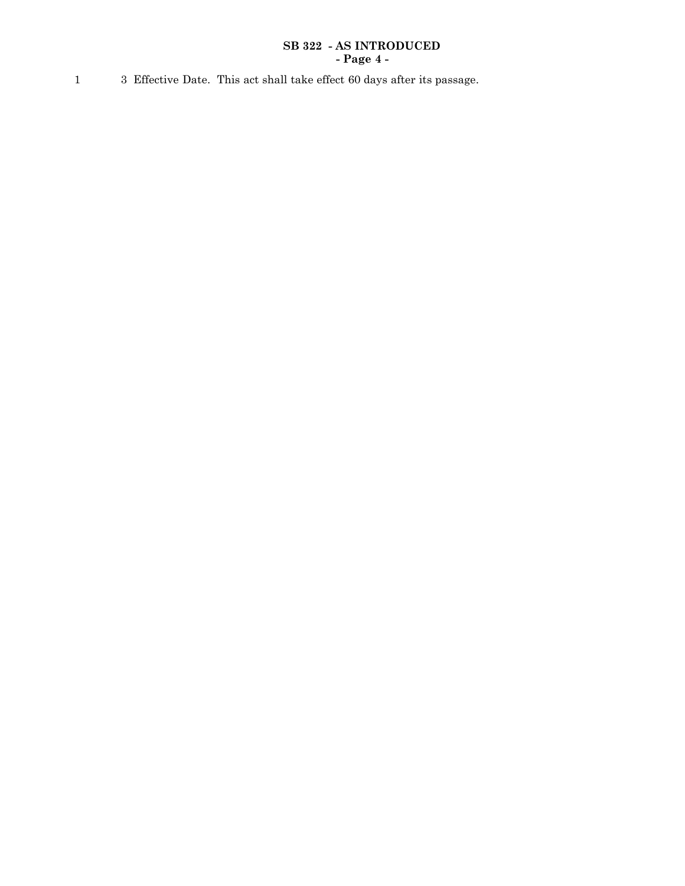3 Effective Date. This act shall take effect 60 days after its passage.